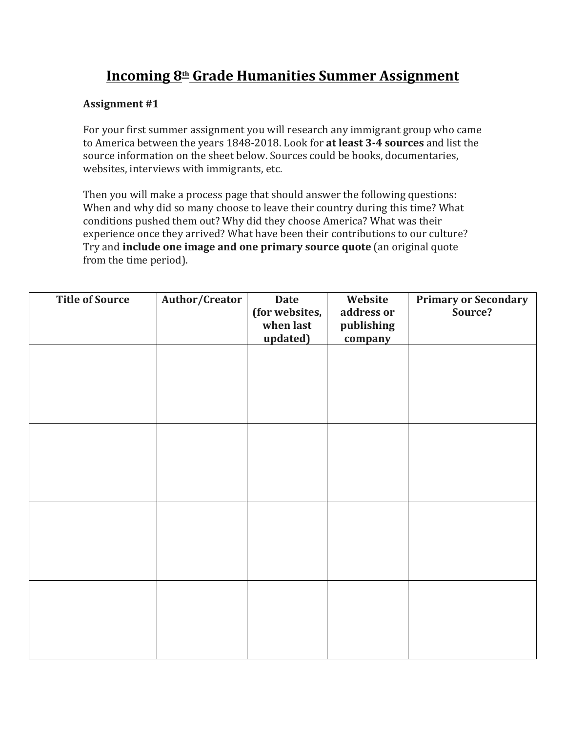# Incoming 8th Grade Humanities Summer Assignment

**Assignment #1**

For your first summer assignment you will research any immigrant group who came to America between the years 1848-2018. Look for **at least 3-4 sources** and list the source information on the sheet below. Sources could be books, documentaries, websites, interviews with immigrants, etc.

Then you will make a process page that should answer the following questions: When and why did so many choose to leave their country during this time? What conditions pushed them out? Why did they choose America? What was their experience once they arrived? What have been their contributions to our culture? Try and **include one image and one primary source quote** (an original quote from the time period).

| Title of Source | Author/Creator | Date (for websites, when last updated) | Website address or publishing company | Primary or Secondary Source? |
|---|---|---|---|---|
| | | | | |
| | | | | |
| | | | | |
| | | | | |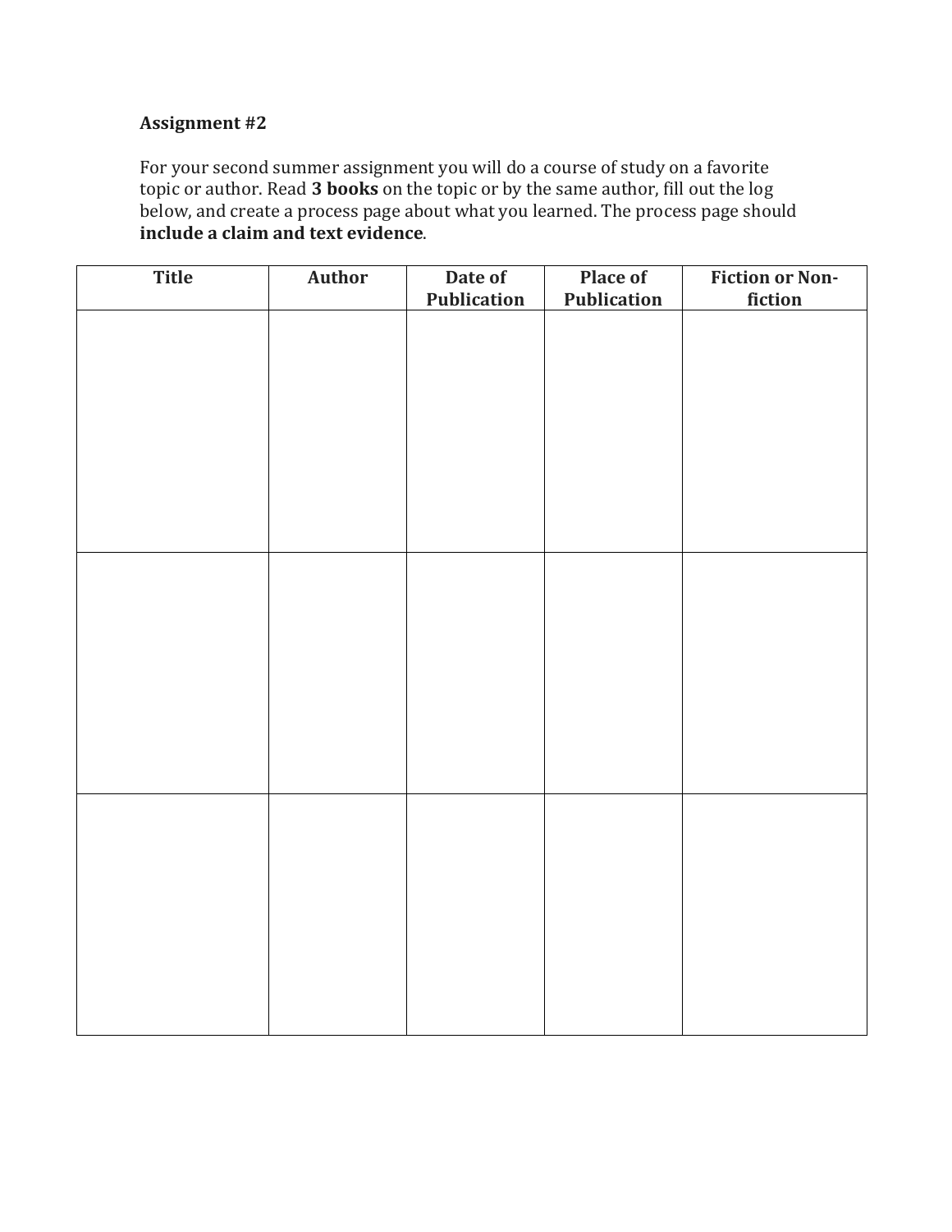**Assignment #2**

For your second summer assignment you will do a course of study on a favorite topic or author. Read **3 books** on the topic or by the same author, fill out the log below, and create a process page about what you learned. The process page should **include a claim and text evidence**.

| Title | Author | Date of Publication | Place of Publication | Fiction or Non-fiction |
|---|---|---|---|---|
| | | | | |
| | | | | |
| | | | | |